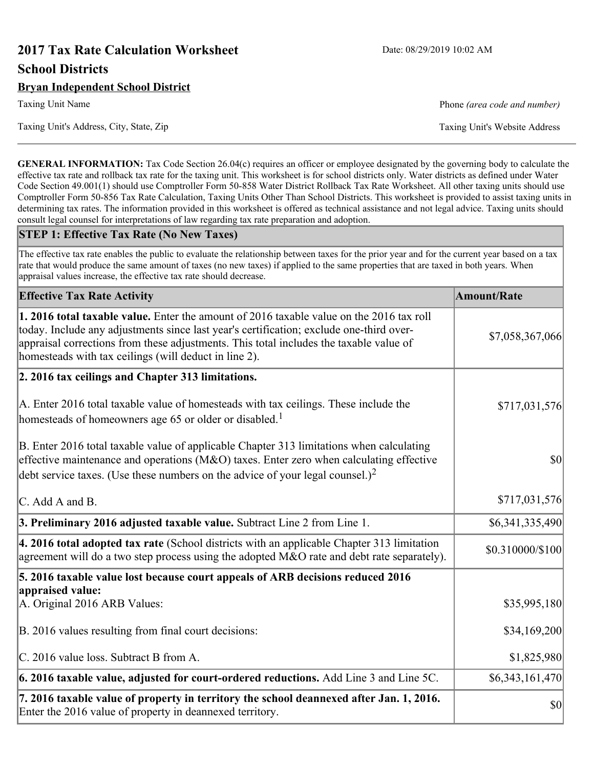# 2017 Tax Rate Calculation Worksheet

Date: 08/29/2019 10:02 AM

## School Districts

**Bryan Independent School District**

Taxing Unit Name

Phone *(area code and number)*

Taxing Unit's Address, City, State, Zip

Taxing Unit's Website Address

**GENERAL INFORMATION:** Tax Code Section 26.04(c) requires an officer or employee designated by the governing body to calculate the effective tax rate and rollback tax rate for the taxing unit. This worksheet is for school districts only. Water districts as defined under Water Code Section 49.001(1) should use Comptroller Form 50-858 Water District Rollback Tax Rate Worksheet. All other taxing units should use Comptroller Form 50-856 Tax Rate Calculation, Taxing Units Other Than School Districts. This worksheet is provided to assist taxing units in determining tax rates. The information provided in this worksheet is offered as technical assistance and not legal advice. Taxing units should consult legal counsel for interpretations of law regarding tax rate preparation and adoption.

### STEP 1: Effective Tax Rate (No New Taxes)

The effective tax rate enables the public to evaluate the relationship between taxes for the prior year and for the current year based on a tax rate that would produce the same amount of taxes (no new taxes) if applied to the same properties that are taxed in both years. When appraisal values increase, the effective tax rate should decrease.

| Effective Tax Rate Activity | Amount/Rate |
|---|---|
| **1. 2016 total taxable value.** Enter the amount of 2016 taxable value on the 2016 tax roll today. Include any adjustments since last year's certification; exclude one-third over-appraisal corrections from these adjustments. This total includes the taxable value of homesteads with tax ceilings (will deduct in line 2). | $7,058,367,066 |
| **2. 2016 tax ceilings and Chapter 313 limitations.** | |
| A. Enter 2016 total taxable value of homesteads with tax ceilings. These include the homesteads of homeowners age 65 or older or disabled.[1] | $717,031,576 |
| B. Enter 2016 total taxable value of applicable Chapter 313 limitations when calculating effective maintenance and operations (M&O) taxes. Enter zero when calculating effective debt service taxes. (Use these numbers on the advice of your legal counsel.)[2] | $0 |
| C. Add A and B. | $717,031,576 |
| **3. Preliminary 2016 adjusted taxable value.** Subtract Line 2 from Line 1. | $6,341,335,490 |
| **4. 2016 total adopted tax rate** (School districts with an applicable Chapter 313 limitation agreement will do a two step process using the adopted M&O rate and debt rate separately). | $0.310000/$100 |
| **5. 2016 taxable value lost because court appeals of ARB decisions reduced 2016 appraised value:** | |
| A. Original 2016 ARB Values: | $35,995,180 |
| B. 2016 values resulting from final court decisions: | $34,169,200 |
| C. 2016 value loss. Subtract B from A. | $1,825,980 |
| **6. 2016 taxable value, adjusted for court-ordered reductions.** Add Line 3 and Line 5C. | $6,343,161,470 |
| **7. 2016 taxable value of property in territory the school deannexed after Jan. 1, 2016.** Enter the 2016 value of property in deannexed territory. | $0 |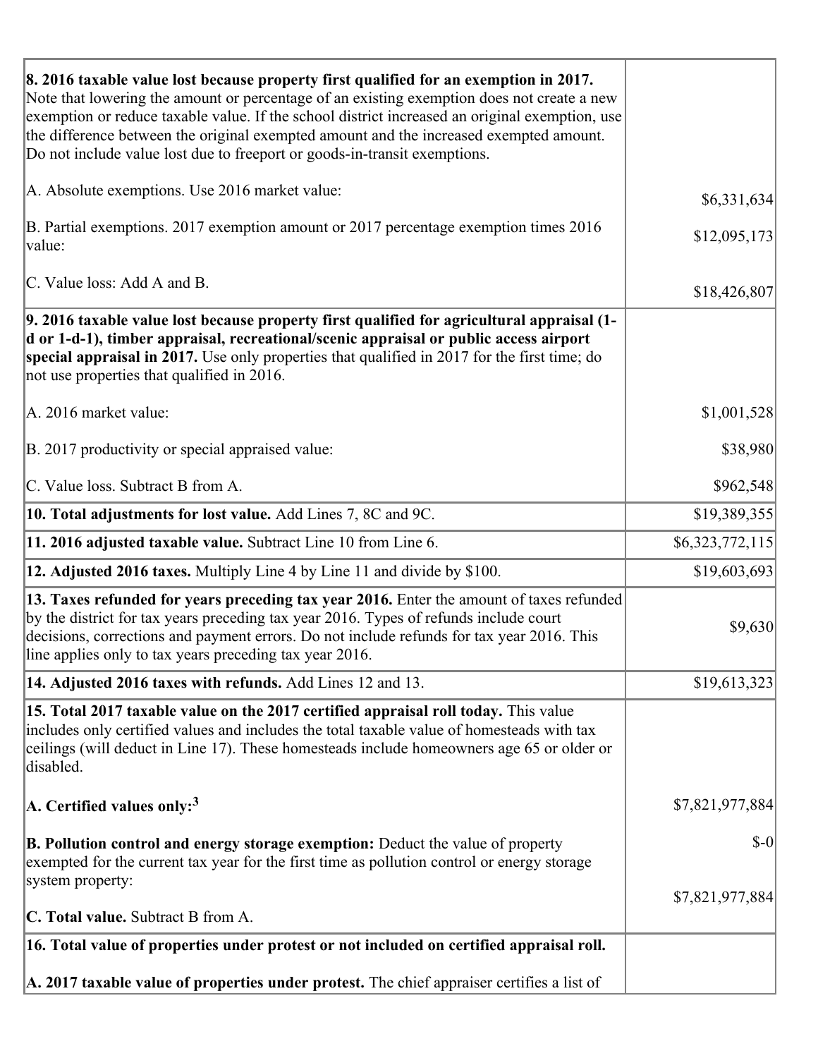| | |
|---|---|
| **8. 2016 taxable value lost because property first qualified for an exemption in 2017.** Note that lowering the amount or percentage of an existing exemption does not create a new exemption or reduce taxable value. If the school district increased an original exemption, use the difference between the original exempted amount and the increased exempted amount. Do not include value lost due to freeport or goods-in-transit exemptions.<br><br>A. Absolute exemptions. Use 2016 market value:<br><br>B. Partial exemptions. 2017 exemption amount or 2017 percentage exemption times 2016 value:<br><br>C. Value loss: Add A and B. | <br><br><br><br><br>$6,331,634<br><br>$12,095,173<br><br>$18,426,807 |
| **9. 2016 taxable value lost because property first qualified for agricultural appraisal (1-d or 1-d-1), timber appraisal, recreational/scenic appraisal or public access airport special appraisal in 2017.** Use only properties that qualified in 2017 for the first time; do not use properties that qualified in 2016.<br><br>A. 2016 market value:<br><br>B. 2017 productivity or special appraised value:<br><br>C. Value loss. Subtract B from A. | <br><br><br><br>$1,001,528<br><br>$38,980<br><br>$962,548 |
| **10. Total adjustments for lost value.** Add Lines 7, 8C and 9C. | $19,389,355 |
| **11. 2016 adjusted taxable value.** Subtract Line 10 from Line 6. | $6,323,772,115 |
| **12. Adjusted 2016 taxes.** Multiply Line 4 by Line 11 and divide by $100. | $19,603,693 |
| **13. Taxes refunded for years preceding tax year 2016.** Enter the amount of taxes refunded by the district for tax years preceding tax year 2016. Types of refunds include court decisions, corrections and payment errors. Do not include refunds for tax year 2016. This line applies only to tax years preceding tax year 2016. | $9,630 |
| **14. Adjusted 2016 taxes with refunds.** Add Lines 12 and 13. | $19,613,323 |
| **15. Total 2017 taxable value on the 2017 certified appraisal roll today.** This value includes only certified values and includes the total taxable value of homesteads with tax ceilings (will deduct in Line 17). These homesteads include homeowners age 65 or older or disabled.<br><br>**A. Certified values only:**[3]<br><br>**B. Pollution control and energy storage exemption:** Deduct the value of property exempted for the current tax year for the first time as pollution control or energy storage system property:<br><br>**C. Total value.** Subtract B from A. | <br><br><br><br>$7,821,977,884<br><br>$-0<br><br>$7,821,977,884 |
| **16. Total value of properties under protest or not included on certified appraisal roll.**<br><br>**A. 2017 taxable value of properties under protest.** The chief appraiser certifies a list of | |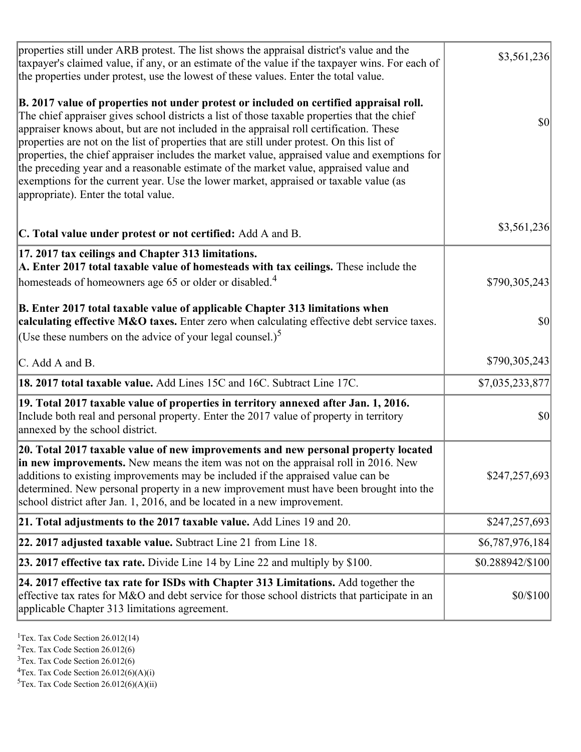| | |
|---|---|
| properties still under ARB protest. The list shows the appraisal district's value and the taxpayer's claimed value, if any, or an estimate of the value if the taxpayer wins. For each of the properties under protest, use the lowest of these values. Enter the total value.<br><br>**B. 2017 value of properties not under protest or included on certified appraisal roll.** The chief appraiser gives school districts a list of those taxable properties that the chief appraiser knows about, but are not included in the appraisal roll certification. These properties are not on the list of properties that are still under protest. On this list of properties, the chief appraiser includes the market value, appraised value and exemptions for the preceding year and a reasonable estimate of the market value, appraised value and exemptions for the current year. Use the lower market, appraised or taxable value (as appropriate). Enter the total value.<br><br>**C. Total value under protest or not certified:** Add A and B. | \$3,561,236<br><br>\$0<br><br>\$3,561,236 |
| **17. 2017 tax ceilings and Chapter 313 limitations.**<br>**A. Enter 2017 total taxable value of homesteads with tax ceilings.** These include the homesteads of homeowners age 65 or older or disabled.[4]<br><br>**B. Enter 2017 total taxable value of applicable Chapter 313 limitations when calculating effective M&O taxes.** Enter zero when calculating effective debt service taxes. (Use these numbers on the advice of your legal counsel.)[5]<br><br>C. Add A and B. | \$790,305,243<br><br>\$0<br><br>\$790,305,243 |
| **18. 2017 total taxable value.** Add Lines 15C and 16C. Subtract Line 17C. | \$7,035,233,877 |
| **19. Total 2017 taxable value of properties in territory annexed after Jan. 1, 2016.** Include both real and personal property. Enter the 2017 value of property in territory annexed by the school district. | \$0 |
| **20. Total 2017 taxable value of new improvements and new personal property located in new improvements.** New means the item was not on the appraisal roll in 2016. New additions to existing improvements may be included if the appraised value can be determined. New personal property in a new improvement must have been brought into the school district after Jan. 1, 2016, and be located in a new improvement. | \$247,257,693 |
| **21. Total adjustments to the 2017 taxable value.** Add Lines 19 and 20. | \$247,257,693 |
| **22. 2017 adjusted taxable value.** Subtract Line 21 from Line 18. | \$6,787,976,184 |
| **23. 2017 effective tax rate.** Divide Line 14 by Line 22 and multiply by \$100. | \$0.288942/\$100 |
| **24. 2017 effective tax rate for ISDs with Chapter 313 Limitations.** Add together the effective tax rates for M&O and debt service for those school districts that participate in an applicable Chapter 313 limitations agreement. | \$0/\$100 |

[1] Tex. Tax Code Section 26.012(14)
[2] Tex. Tax Code Section 26.012(6)
[3] Tex. Tax Code Section 26.012(6)
[4] Tex. Tax Code Section 26.012(6)(A)(i)
[5] Tex. Tax Code Section 26.012(6)(A)(ii)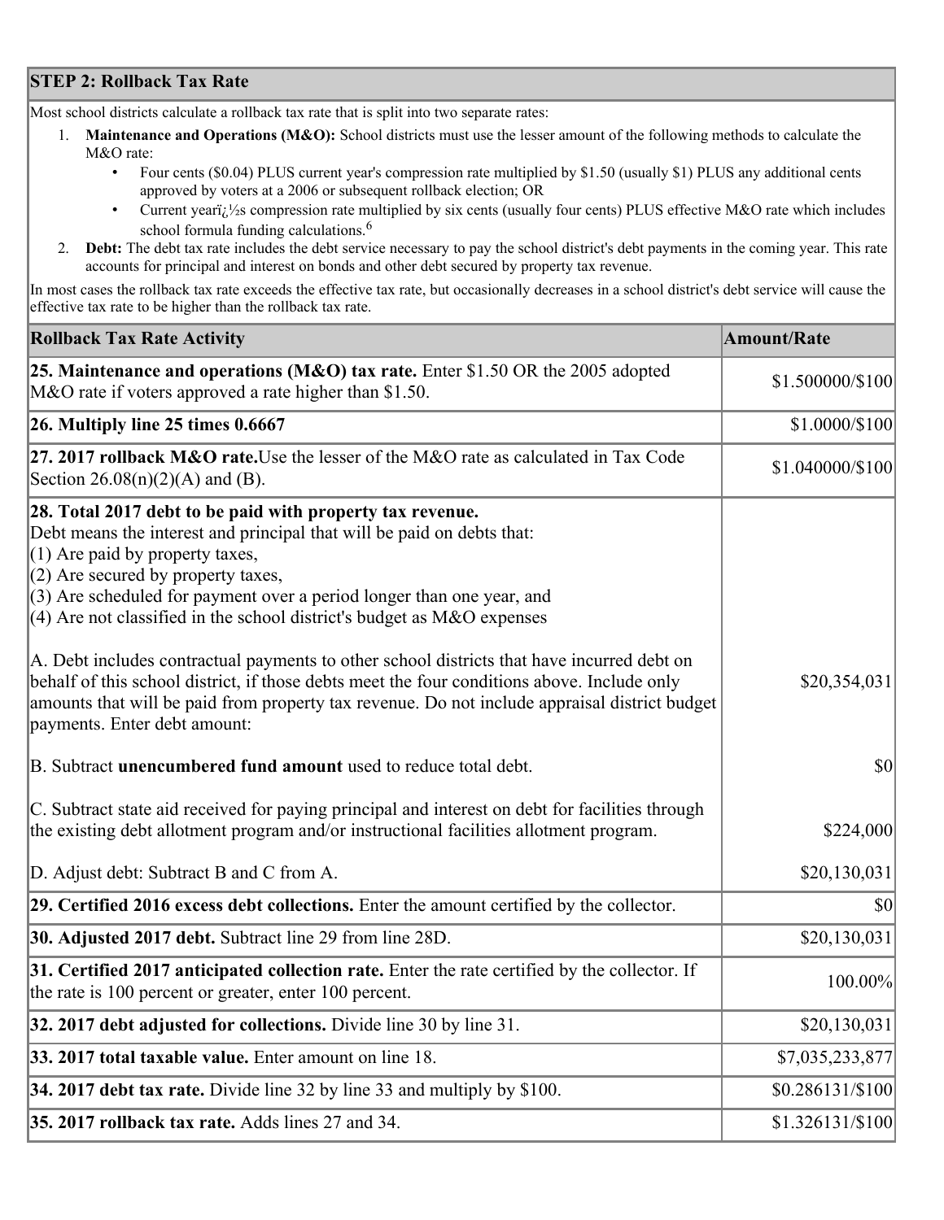## STEP 2: Rollback Tax Rate

Most school districts calculate a rollback tax rate that is split into two separate rates:

1. **Maintenance and Operations (M&O):** School districts must use the lesser amount of the following methods to calculate the M&O rate:
   - Four cents ($0.04) PLUS current year's compression rate multiplied by $1.50 (usually $1) PLUS any additional cents approved by voters at a 2006 or subsequent rollback election; OR
   - Current yearï¿½s compression rate multiplied by six cents (usually four cents) PLUS effective M&O rate which includes school formula funding calculations.[6]
2. **Debt:** The debt tax rate includes the debt service necessary to pay the school district's debt payments in the coming year. This rate accounts for principal and interest on bonds and other debt secured by property tax revenue.

In most cases the rollback tax rate exceeds the effective tax rate, but occasionally decreases in a school district's debt service will cause the effective tax rate to be higher than the rollback tax rate.

| Rollback Tax Rate Activity | Amount/Rate |
| --- | --- |
| **25. Maintenance and operations (M&O) tax rate.** Enter $1.50 OR the 2005 adopted M&O rate if voters approved a rate higher than $1.50. | $1.500000/$100 |
| **26. Multiply line 25 times 0.6667** | $1.0000/$100 |
| **27. 2017 rollback M&O rate.** Use the lesser of the M&O rate as calculated in Tax Code Section 26.08(n)(2)(A) and (B). | $1.040000/$100 |
| **28. Total 2017 debt to be paid with property tax revenue.** Debt means the interest and principal that will be paid on debts that: (1) Are paid by property taxes, (2) Are secured by property taxes, (3) Are scheduled for payment over a period longer than one year, and (4) Are not classified in the school district's budget as M&O expenses<br><br>A. Debt includes contractual payments to other school districts that have incurred debt on behalf of this school district, if those debts meet the four conditions above. Include only amounts that will be paid from property tax revenue. Do not include appraisal district budget payments. Enter debt amount: | $20,354,031 |
| B. Subtract **unencumbered fund amount** used to reduce total debt. | $0 |
| C. Subtract state aid received for paying principal and interest on debt for facilities through the existing debt allotment program and/or instructional facilities allotment program. | $224,000 |
| D. Adjust debt: Subtract B and C from A. | $20,130,031 |
| **29. Certified 2016 excess debt collections.** Enter the amount certified by the collector. | $0 |
| **30. Adjusted 2017 debt.** Subtract line 29 from line 28D. | $20,130,031 |
| **31. Certified 2017 anticipated collection rate.** Enter the rate certified by the collector. If the rate is 100 percent or greater, enter 100 percent. | 100.00% |
| **32. 2017 debt adjusted for collections.** Divide line 30 by line 31. | $20,130,031 |
| **33. 2017 total taxable value.** Enter amount on line 18. | $7,035,233,877 |
| **34. 2017 debt tax rate.** Divide line 32 by line 33 and multiply by $100. | $0.286131/$100 |
| **35. 2017 rollback tax rate.** Adds lines 27 and 34. | $1.326131/$100 |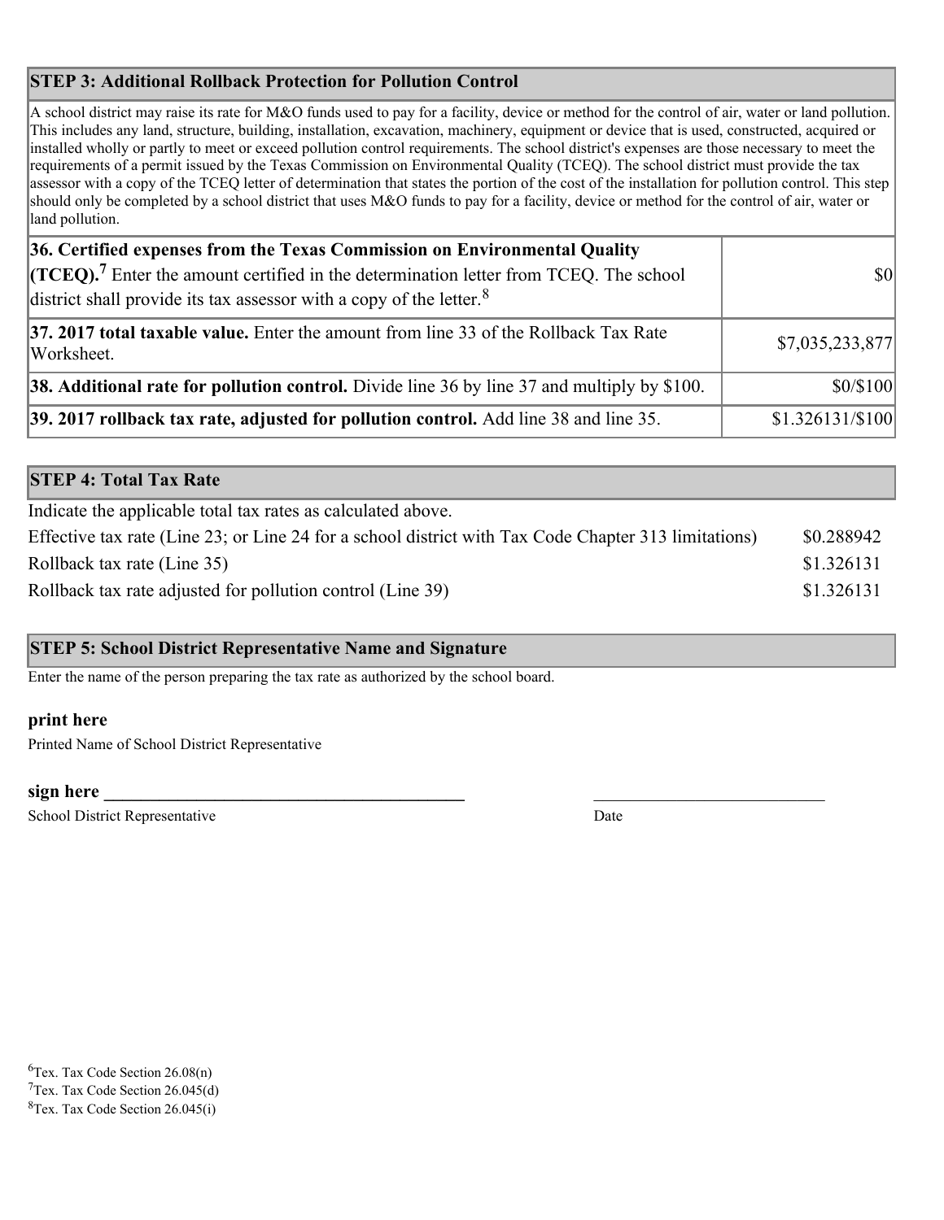## STEP 3: Additional Rollback Protection for Pollution Control

A school district may raise its rate for M&O funds used to pay for a facility, device or method for the control of air, water or land pollution. This includes any land, structure, building, installation, excavation, machinery, equipment or device that is used, constructed, acquired or installed wholly or partly to meet or exceed pollution control requirements. The school district's expenses are those necessary to meet the requirements of a permit issued by the Texas Commission on Environmental Quality (TCEQ). The school district must provide the tax assessor with a copy of the TCEQ letter of determination that states the portion of the cost of the installation for pollution control. This step should only be completed by a school district that uses M&O funds to pay for a facility, device or method for the control of air, water or land pollution.

| | |
|---|---|
| **36. Certified expenses from the Texas Commission on Environmental Quality (TCEQ).**[7] Enter the amount certified in the determination letter from TCEQ. The school district shall provide its tax assessor with a copy of the letter.[8] | $0 |
| **37. 2017 total taxable value.** Enter the amount from line 33 of the Rollback Tax Rate Worksheet. | $7,035,233,877 |
| **38. Additional rate for pollution control.** Divide line 36 by line 37 and multiply by $100. | $0/$100 |
| **39. 2017 rollback tax rate, adjusted for pollution control.** Add line 38 and line 35. | $1.326131/$100 |

## STEP 4: Total Tax Rate

Indicate the applicable total tax rates as calculated above.

| | |
|---|---|
| Effective tax rate (Line 23; or Line 24 for a school district with Tax Code Chapter 313 limitations) | $0.288942 |
| Rollback tax rate (Line 35) | $1.326131 |
| Rollback tax rate adjusted for pollution control (Line 39) | $1.326131 |

## STEP 5: School District Representative Name and Signature

Enter the name of the person preparing the tax rate as authorized by the school board.

**print here**

Printed Name of School District Representative

**sign here** ________________________________________ ___________________________

School District Representative Date

[6] Tex. Tax Code Section 26.08(n)
[7] Tex. Tax Code Section 26.045(d)
[8] Tex. Tax Code Section 26.045(i)